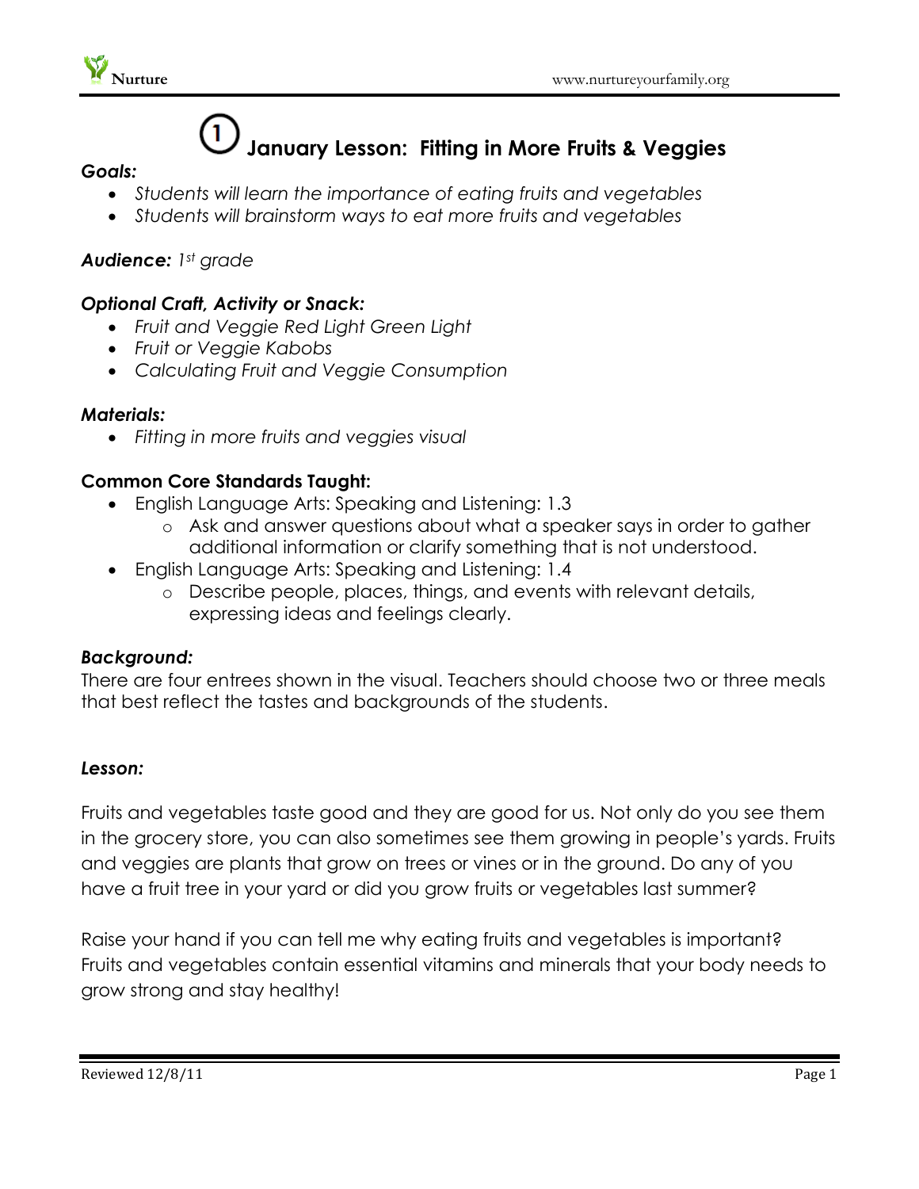# ① January Lesson: Fitting in More Fruits & Veggies

***Goals:***

- *Students will learn the importance of eating fruits and vegetables*
- *Students will brainstorm ways to eat more fruits and vegetables*

***Audience:*** *1st grade*

***Optional Craft, Activity or Snack:***

- *Fruit and Veggie Red Light Green Light*
- *Fruit or Veggie Kabobs*
- *Calculating Fruit and Veggie Consumption*

***Materials:***

- *Fitting in more fruits and veggies visual*

**Common Core Standards Taught:**

- English Language Arts: Speaking and Listening: 1.3
  - Ask and answer questions about what a speaker says in order to gather additional information or clarify something that is not understood.
- English Language Arts: Speaking and Listening: 1.4
  - Describe people, places, things, and events with relevant details, expressing ideas and feelings clearly.

***Background:***

There are four entrees shown in the visual. Teachers should choose two or three meals that best reflect the tastes and backgrounds of the students.

***Lesson:***

Fruits and vegetables taste good and they are good for us. Not only do you see them in the grocery store, you can also sometimes see them growing in people's yards. Fruits and veggies are plants that grow on trees or vines or in the ground. Do any of you have a fruit tree in your yard or did you grow fruits or vegetables last summer?

Raise your hand if you can tell me why eating fruits and vegetables is important? Fruits and vegetables contain essential vitamins and minerals that your body needs to grow strong and stay healthy!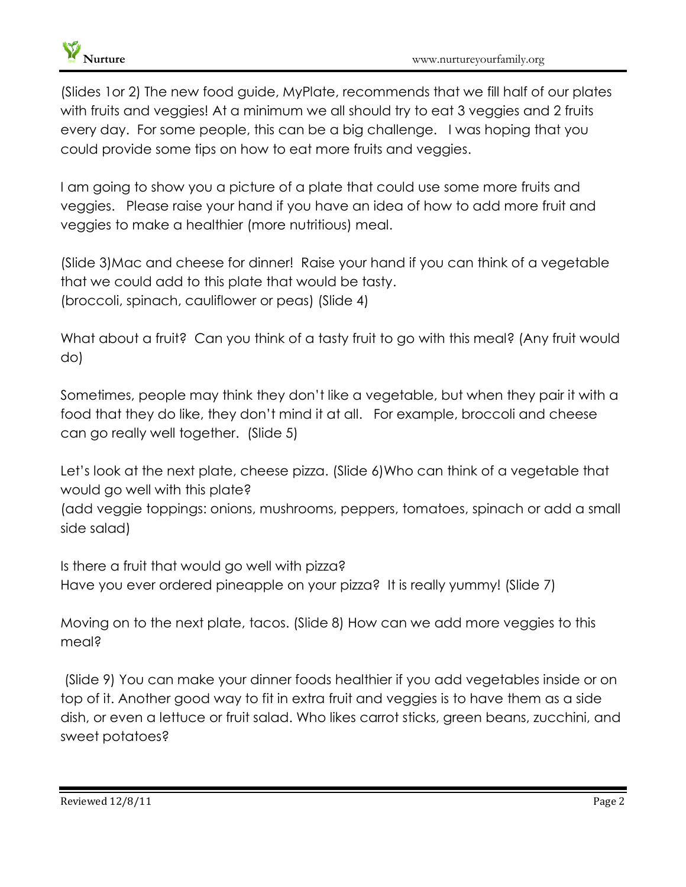(Slides 1or 2) The new food guide, MyPlate, recommends that we fill half of our plates with fruits and veggies! At a minimum we all should try to eat 3 veggies and 2 fruits every day. For some people, this can be a big challenge. I was hoping that you could provide some tips on how to eat more fruits and veggies.

I am going to show you a picture of a plate that could use some more fruits and veggies. Please raise your hand if you have an idea of how to add more fruit and veggies to make a healthier (more nutritious) meal.

(Slide 3)Mac and cheese for dinner! Raise your hand if you can think of a vegetable that we could add to this plate that would be tasty.
(broccoli, spinach, cauliflower or peas) (Slide 4)

What about a fruit? Can you think of a tasty fruit to go with this meal? (Any fruit would do)

Sometimes, people may think they don't like a vegetable, but when they pair it with a food that they do like, they don't mind it at all. For example, broccoli and cheese can go really well together. (Slide 5)

Let's look at the next plate, cheese pizza. (Slide 6)Who can think of a vegetable that would go well with this plate?
(add veggie toppings: onions, mushrooms, peppers, tomatoes, spinach or add a small side salad)

Is there a fruit that would go well with pizza?
Have you ever ordered pineapple on your pizza? It is really yummy! (Slide 7)

Moving on to the next plate, tacos. (Slide 8) How can we add more veggies to this meal?

(Slide 9) You can make your dinner foods healthier if you add vegetables inside or on top of it. Another good way to fit in extra fruit and veggies is to have them as a side dish, or even a lettuce or fruit salad. Who likes carrot sticks, green beans, zucchini, and sweet potatoes?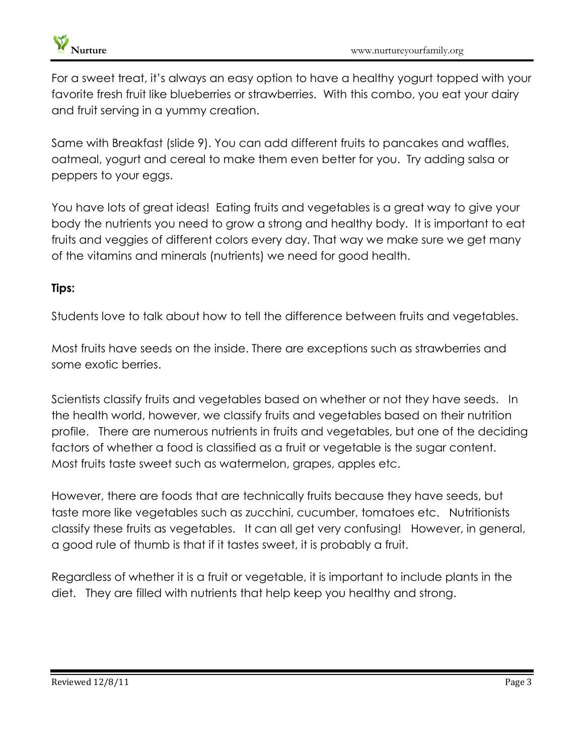For a sweet treat, it's always an easy option to have a healthy yogurt topped with your favorite fresh fruit like blueberries or strawberries. With this combo, you eat your dairy and fruit serving in a yummy creation.

Same with Breakfast (slide 9). You can add different fruits to pancakes and waffles, oatmeal, yogurt and cereal to make them even better for you. Try adding salsa or peppers to your eggs.

You have lots of great ideas! Eating fruits and vegetables is a great way to give your body the nutrients you need to grow a strong and healthy body. It is important to eat fruits and veggies of different colors every day. That way we make sure we get many of the vitamins and minerals (nutrients) we need for good health.

**Tips:**

Students love to talk about how to tell the difference between fruits and vegetables.

Most fruits have seeds on the inside. There are exceptions such as strawberries and some exotic berries.

Scientists classify fruits and vegetables based on whether or not they have seeds. In the health world, however, we classify fruits and vegetables based on their nutrition profile. There are numerous nutrients in fruits and vegetables, but one of the deciding factors of whether a food is classified as a fruit or vegetable is the sugar content. Most fruits taste sweet such as watermelon, grapes, apples etc.

However, there are foods that are technically fruits because they have seeds, but taste more like vegetables such as zucchini, cucumber, tomatoes etc. Nutritionists classify these fruits as vegetables. It can all get very confusing! However, in general, a good rule of thumb is that if it tastes sweet, it is probably a fruit.

Regardless of whether it is a fruit or vegetable, it is important to include plants in the diet. They are filled with nutrients that help keep you healthy and strong.